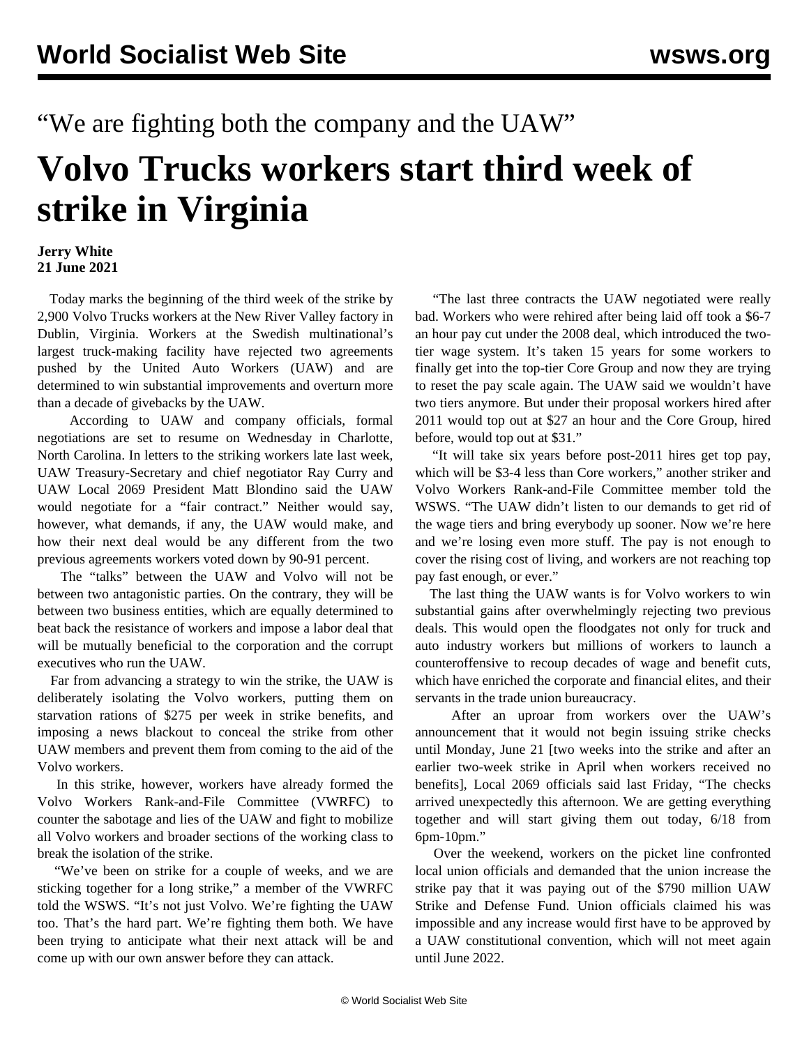“We are fighting both the company and the UAW”

# Volvo Trucks workers start third week of strike in Virginia

**Jerry White**
**21 June 2021**

Today marks the beginning of the third week of the strike by 2,900 Volvo Trucks workers at the New River Valley factory in Dublin, Virginia. Workers at the Swedish multinational’s largest truck-making facility have rejected two agreements pushed by the United Auto Workers (UAW) and are determined to win substantial improvements and overturn more than a decade of givebacks by the UAW.

According to UAW and company officials, formal negotiations are set to resume on Wednesday in Charlotte, North Carolina. In letters to the striking workers late last week, UAW Treasury-Secretary and chief negotiator Ray Curry and UAW Local 2069 President Matt Blondino said the UAW would negotiate for a “fair contract.” Neither would say, however, what demands, if any, the UAW would make, and how their next deal would be any different from the two previous agreements workers voted down by 90-91 percent.

The “talks” between the UAW and Volvo will not be between two antagonistic parties. On the contrary, they will be between two business entities, which are equally determined to beat back the resistance of workers and impose a labor deal that will be mutually beneficial to the corporation and the corrupt executives who run the UAW.

Far from advancing a strategy to win the strike, the UAW is deliberately isolating the Volvo workers, putting them on starvation rations of $275 per week in strike benefits, and imposing a news blackout to conceal the strike from other UAW members and prevent them from coming to the aid of the Volvo workers.

In this strike, however, workers have already formed the Volvo Workers Rank-and-File Committee (VWRFC) to counter the sabotage and lies of the UAW and fight to mobilize all Volvo workers and broader sections of the working class to break the isolation of the strike.

“We’ve been on strike for a couple of weeks, and we are sticking together for a long strike,” a member of the VWRFC told the WSWS. “It’s not just Volvo. We’re fighting the UAW too. That’s the hard part. We’re fighting them both. We have been trying to anticipate what their next attack will be and come up with our own answer before they can attack.

“The last three contracts the UAW negotiated were really bad. Workers who were rehired after being laid off took a $6-7 an hour pay cut under the 2008 deal, which introduced the two-tier wage system. It’s taken 15 years for some workers to finally get into the top-tier Core Group and now they are trying to reset the pay scale again. The UAW said we wouldn’t have two tiers anymore. But under their proposal workers hired after 2011 would top out at $27 an hour and the Core Group, hired before, would top out at $31.”

“It will take six years before post-2011 hires get top pay, which will be $3-4 less than Core workers,” another striker and Volvo Workers Rank-and-File Committee member told the WSWS. “The UAW didn’t listen to our demands to get rid of the wage tiers and bring everybody up sooner. Now we’re here and we’re losing even more stuff. The pay is not enough to cover the rising cost of living, and workers are not reaching top pay fast enough, or ever.”

The last thing the UAW wants is for Volvo workers to win substantial gains after overwhelmingly rejecting two previous deals. This would open the floodgates not only for truck and auto industry workers but millions of workers to launch a counteroffensive to recoup decades of wage and benefit cuts, which have enriched the corporate and financial elites, and their servants in the trade union bureaucracy.

After an uproar from workers over the UAW’s announcement that it would not begin issuing strike checks until Monday, June 21 [two weeks into the strike and after an earlier two-week strike in April when workers received no benefits], Local 2069 officials said last Friday, “The checks arrived unexpectedly this afternoon. We are getting everything together and will start giving them out today, 6/18 from 6pm-10pm.”

Over the weekend, workers on the picket line confronted local union officials and demanded that the union increase the strike pay that it was paying out of the $790 million UAW Strike and Defense Fund. Union officials claimed his was impossible and any increase would first have to be approved by a UAW constitutional convention, which will not meet again until June 2022.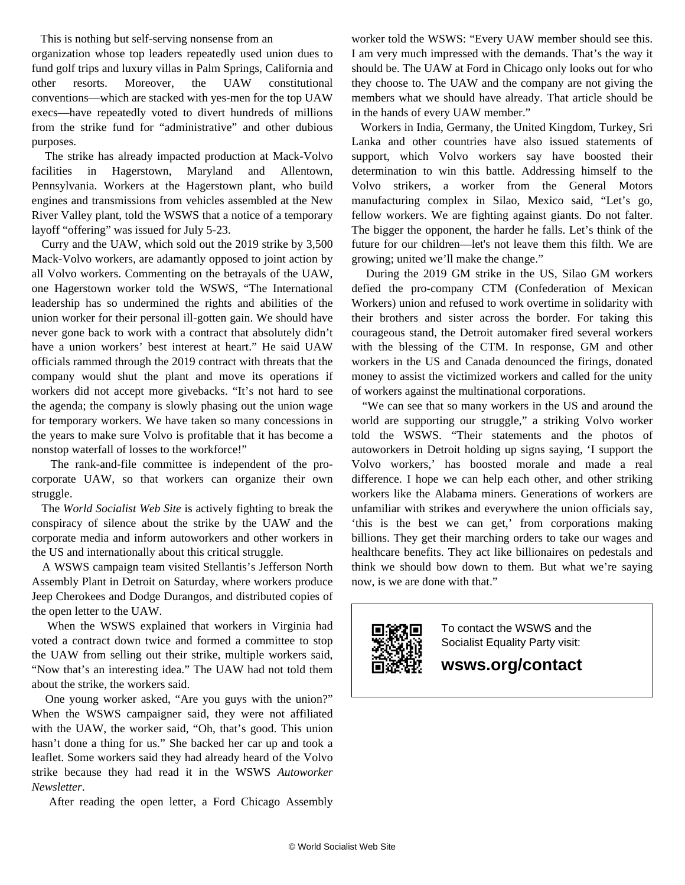This is nothing but self-serving nonsense from an organization whose top leaders repeatedly used union dues to fund golf trips and luxury villas in Palm Springs, California and other resorts. Moreover, the UAW constitutional conventions—which are stacked with yes-men for the top UAW execs—have repeatedly voted to divert hundreds of millions from the strike fund for "administrative" and other dubious purposes.

The strike has already impacted production at Mack-Volvo facilities in Hagerstown, Maryland and Allentown, Pennsylvania. Workers at the Hagerstown plant, who build engines and transmissions from vehicles assembled at the New River Valley plant, told the WSWS that a notice of a temporary layoff "offering" was issued for July 5-23.

Curry and the UAW, which sold out the 2019 strike by 3,500 Mack-Volvo workers, are adamantly opposed to joint action by all Volvo workers. Commenting on the betrayals of the UAW, one Hagerstown worker told the WSWS, "The International leadership has so undermined the rights and abilities of the union worker for their personal ill-gotten gain. We should have never gone back to work with a contract that absolutely didn't have a union workers' best interest at heart." He said UAW officials rammed through the 2019 contract with threats that the company would shut the plant and move its operations if workers did not accept more givebacks. "It's not hard to see the agenda; the company is slowly phasing out the union wage for temporary workers. We have taken so many concessions in the years to make sure Volvo is profitable that it has become a nonstop waterfall of losses to the workforce!"

The rank-and-file committee is independent of the pro-corporate UAW, so that workers can organize their own struggle.

The *World Socialist Web Site* is actively fighting to break the conspiracy of silence about the strike by the UAW and the corporate media and inform autoworkers and other workers in the US and internationally about this critical struggle.

A WSWS campaign team visited Stellantis's Jefferson North Assembly Plant in Detroit on Saturday, where workers produce Jeep Cherokees and Dodge Durangos, and distributed copies of the open letter to the UAW.

When the WSWS explained that workers in Virginia had voted a contract down twice and formed a committee to stop the UAW from selling out their strike, multiple workers said, "Now that's an interesting idea." The UAW had not told them about the strike, the workers said.

One young worker asked, "Are you guys with the union?" When the WSWS campaigner said, they were not affiliated with the UAW, the worker said, "Oh, that's good. This union hasn't done a thing for us." She backed her car up and took a leaflet. Some workers said they had already heard of the Volvo strike because they had read it in the WSWS *Autoworker Newsletter*.

After reading the open letter, a Ford Chicago Assembly worker told the WSWS: "Every UAW member should see this. I am very much impressed with the demands. That's the way it should be. The UAW at Ford in Chicago only looks out for who they choose to. The UAW and the company are not giving the members what we should have already. That article should be in the hands of every UAW member."

Workers in India, Germany, the United Kingdom, Turkey, Sri Lanka and other countries have also issued statements of support, which Volvo workers say have boosted their determination to win this battle. Addressing himself to the Volvo strikers, a worker from the General Motors manufacturing complex in Silao, Mexico said, "Let's go, fellow workers. We are fighting against giants. Do not falter. The bigger the opponent, the harder he falls. Let's think of the future for our children—let's not leave them this filth. We are growing; united we'll make the change."

During the 2019 GM strike in the US, Silao GM workers defied the pro-company CTM (Confederation of Mexican Workers) union and refused to work overtime in solidarity with their brothers and sister across the border. For taking this courageous stand, the Detroit automaker fired several workers with the blessing of the CTM. In response, GM and other workers in the US and Canada denounced the firings, donated money to assist the victimized workers and called for the unity of workers against the multinational corporations.

"We can see that so many workers in the US and around the world are supporting our struggle," a striking Volvo worker told the WSWS. "Their statements and the photos of autoworkers in Detroit holding up signs saying, 'I support the Volvo workers,' has boosted morale and made a real difference. I hope we can help each other, and other striking workers like the Alabama miners. Generations of workers are unfamiliar with strikes and everywhere the union officials say, 'this is the best we can get,' from corporations making billions. They get their marching orders to take our wages and healthcare benefits. They act like billionaires on pedestals and think we should bow down to them. But what we're saying now, is we are done with that."

To contact the WSWS and the Socialist Equality Party visit:

**wsws.org/contact**